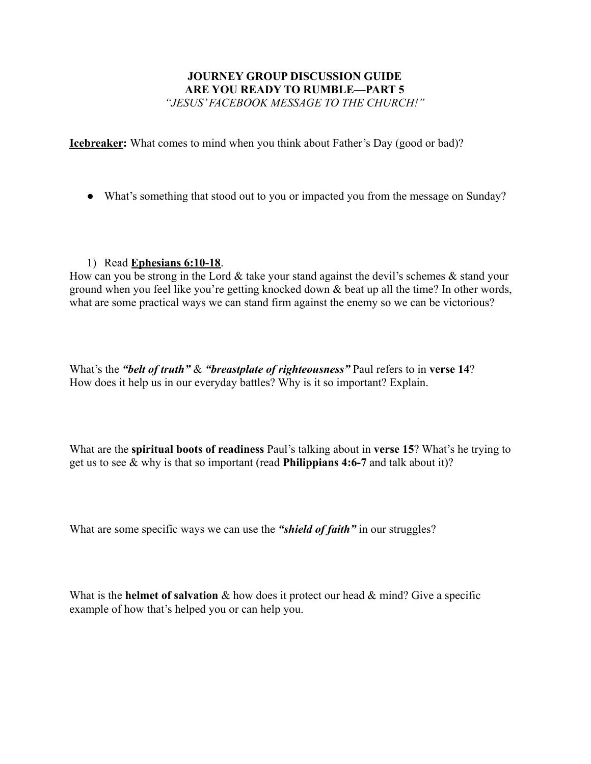**JOURNEY GROUP DISCUSSION GUIDE**
**ARE YOU READY TO RUMBLE—PART 5**
*"JESUS' FACEBOOK MESSAGE TO THE CHURCH!"*

**<u>Icebreaker</u>:** What comes to mind when you think about Father's Day (good or bad)?

- What's something that stood out to you or impacted you from the message on Sunday?

1) Read **<u>Ephesians 6:10-18</u>**.

How can you be strong in the Lord & take your stand against the devil's schemes & stand your ground when you feel like you're getting knocked down & beat up all the time? In other words, what are some practical ways we can stand firm against the enemy so we can be victorious?

What's the ***"belt of truth"*** & ***"breastplate of righteousness"*** Paul refers to in **verse 14**? How does it help us in our everyday battles? Why is it so important? Explain.

What are the **spiritual boots of readiness** Paul's talking about in **verse 15**? What's he trying to get us to see & why is that so important (read **Philippians 4:6-7** and talk about it)?

What are some specific ways we can use the ***"shield of faith"*** in our struggles?

What is the **helmet of salvation** & how does it protect our head & mind? Give a specific example of how that's helped you or can help you.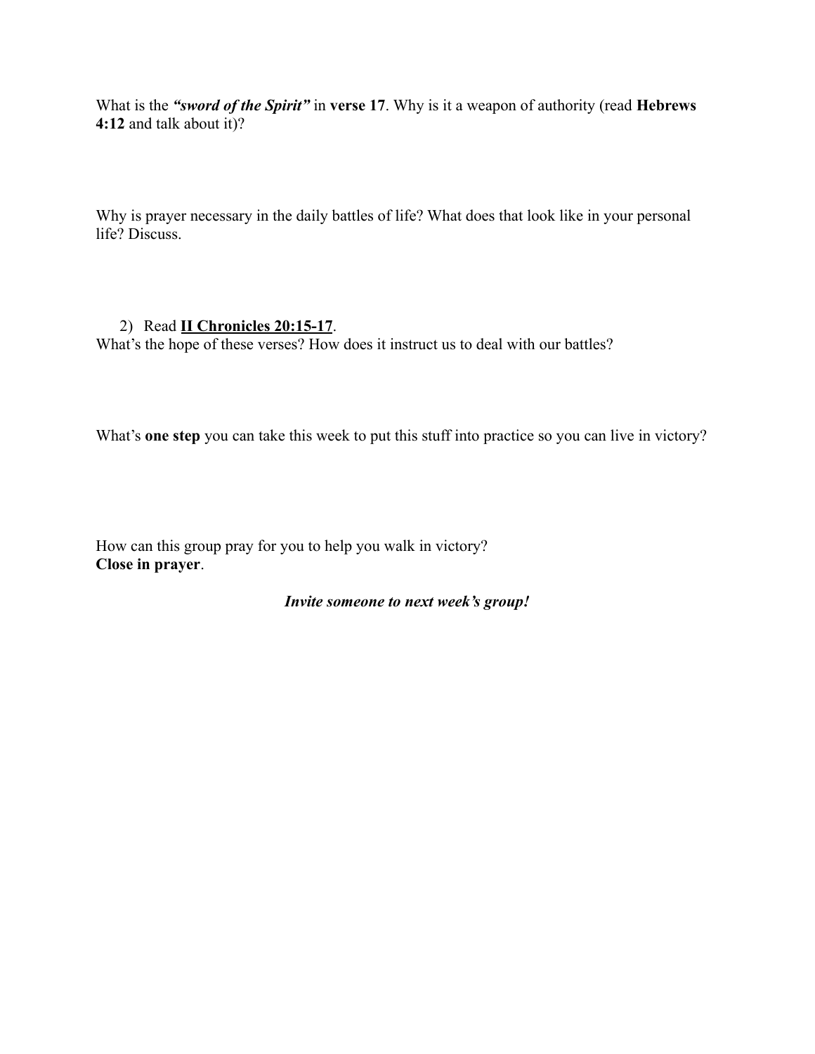What is the ***"sword of the Spirit"*** in **verse 17**. Why is it a weapon of authority (read **Hebrews 4:12** and talk about it)?

Why is prayer necessary in the daily battles of life? What does that look like in your personal life? Discuss.

2) Read **<u>II Chronicles 20:15-17</u>**.

What's the hope of these verses? How does it instruct us to deal with our battles?

What's **one step** you can take this week to put this stuff into practice so you can live in victory?

How can this group pray for you to help you walk in victory?
**Close in prayer**.

***Invite someone to next week's group!***